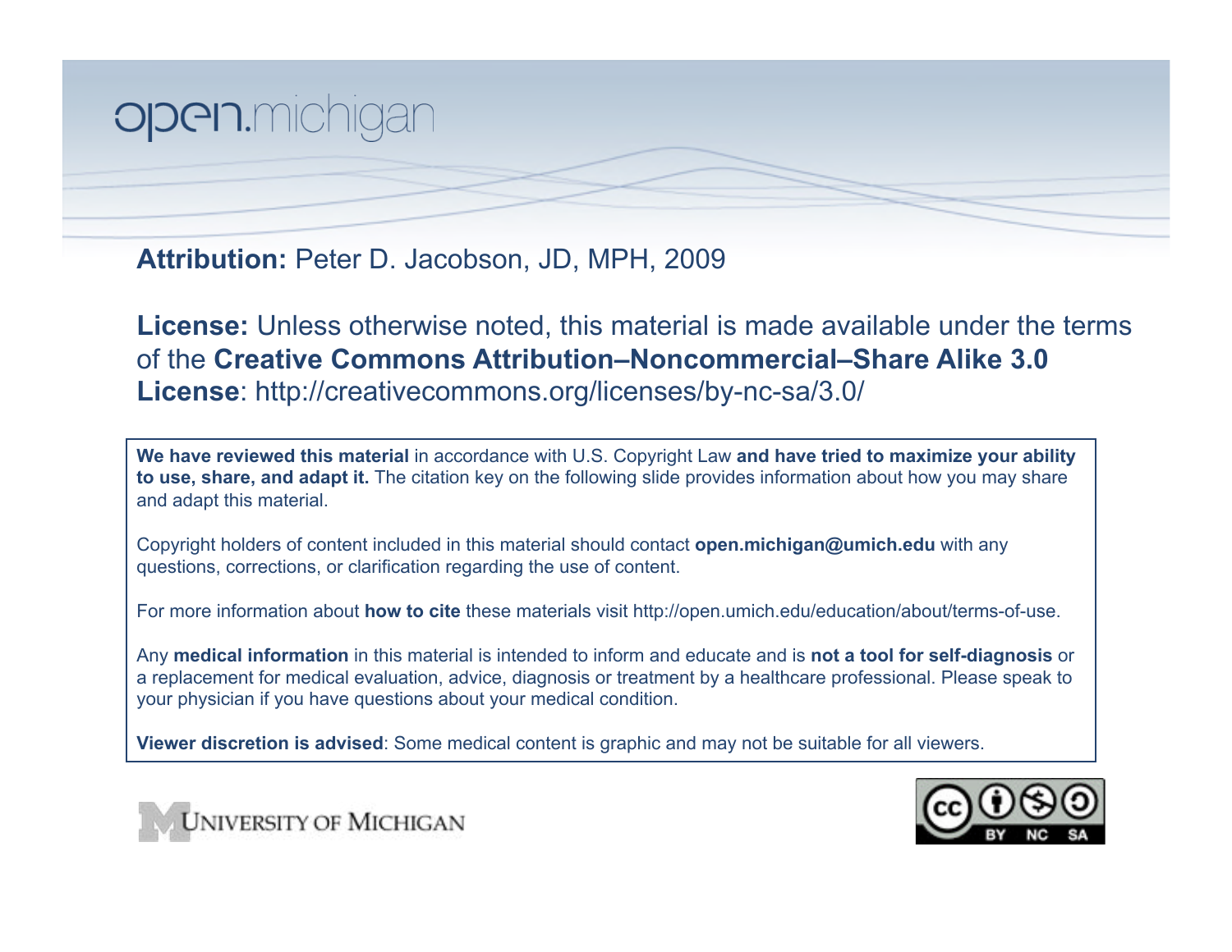open.michigan

**Attribution:** Peter D. Jacobson, JD, MPH, 2009

**License:** Unless otherwise noted, this material is made available under the terms of the **Creative Commons Attribution–Noncommercial–Share Alike 3.0 License**: http://creativecommons.org/licenses/by-nc-sa/3.0/

**We have reviewed this material** in accordance with U.S. Copyright Law **and have tried to maximize your ability to use, share, and adapt it.** The citation key on the following slide provides information about how you may share and adapt this material.

Copyright holders of content included in this material should contact **open.michigan@umich.edu** with any questions, corrections, or clarification regarding the use of content.

For more information about **how to cite** these materials visit http://open.umich.edu/education/about/terms-of-use.

Any **medical information** in this material is intended to inform and educate and is **not a tool for self-diagnosis** or a replacement for medical evaluation, advice, diagnosis or treatment by a healthcare professional. Please speak to your physician if you have questions about your medical condition.

**Viewer discretion is advised**: Some medical content is graphic and may not be suitable for all viewers.

University of Michigan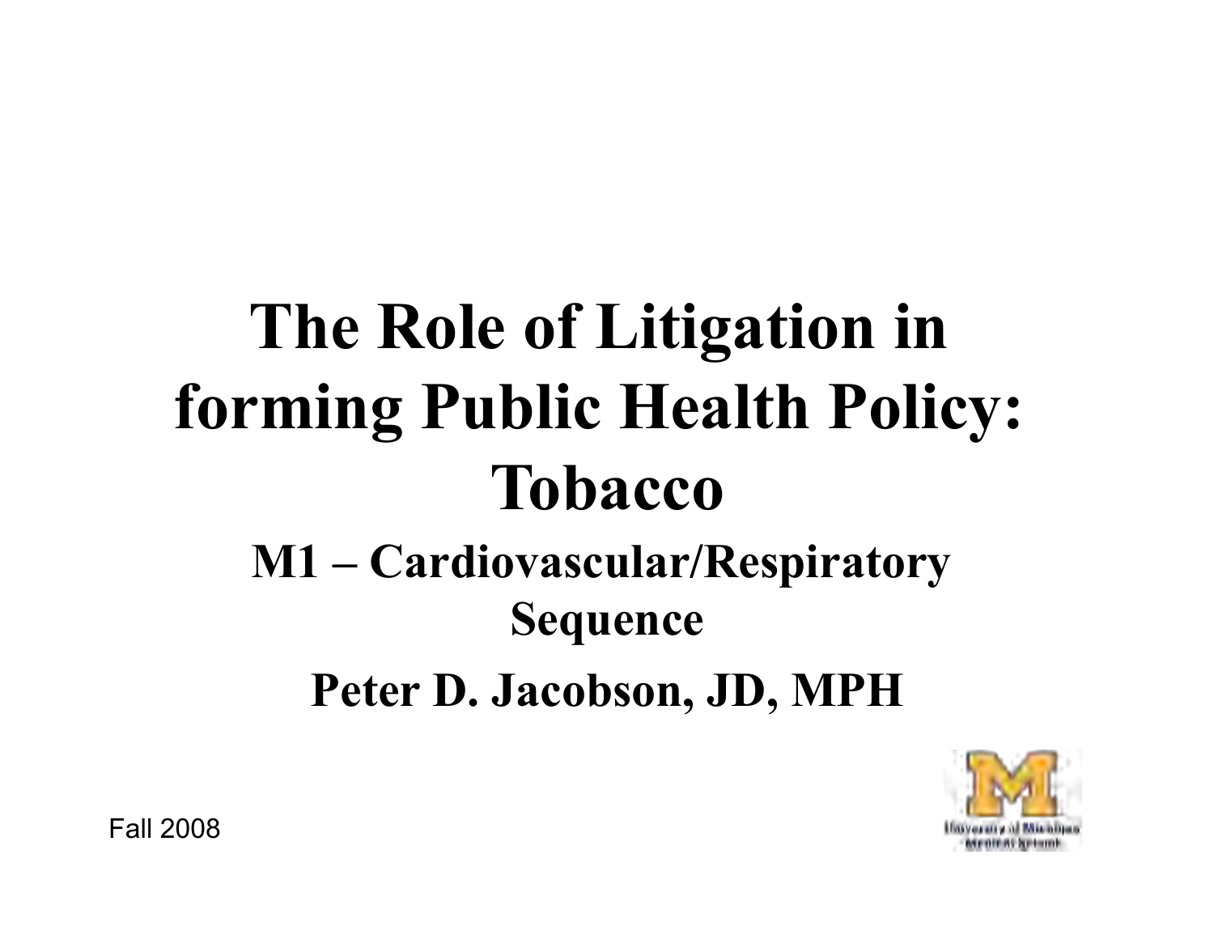# The Role of Litigation in forming Public Health Policy: Tobacco

## M1 – Cardiovascular/Respiratory Sequence

## Peter D. Jacobson, JD, MPH

Fall 2008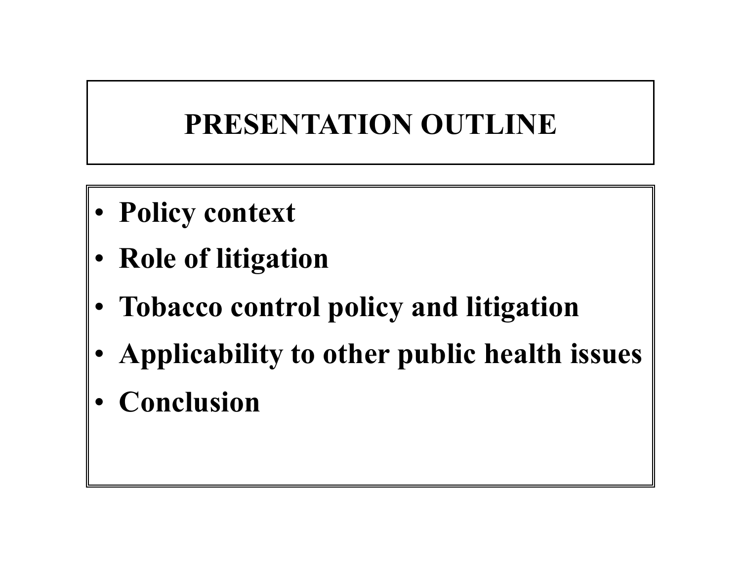# PRESENTATION OUTLINE

- **Policy context**
- **Role of litigation**
- **Tobacco control policy and litigation**
- **Applicability to other public health issues**
- **Conclusion**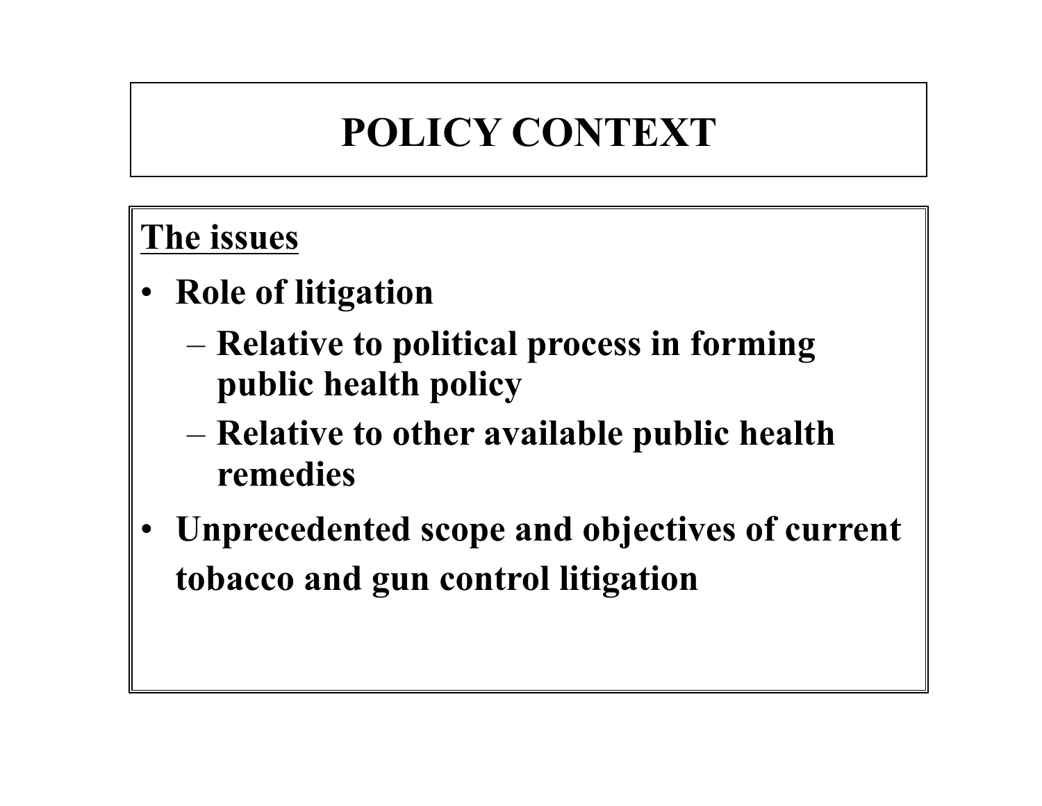# POLICY CONTEXT

**<u>The issues</u>**

- **Role of litigation**
  - **Relative to political process in forming public health policy**
  - **Relative to other available public health remedies**
- **Unprecedented scope and objectives of current tobacco and gun control litigation**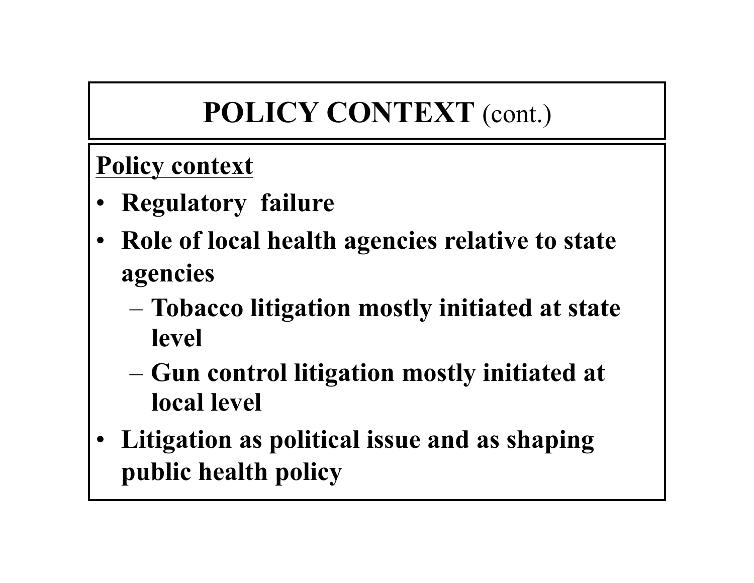# POLICY CONTEXT (cont.)

**Policy context**

- **Regulatory failure**
- **Role of local health agencies relative to state agencies**
  - **Tobacco litigation mostly initiated at state level**
  - **Gun control litigation mostly initiated at local level**
- **Litigation as political issue and as shaping public health policy**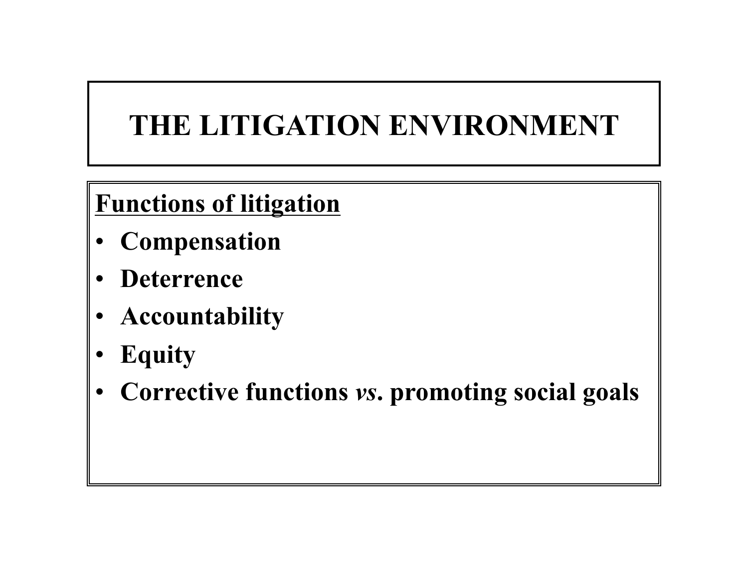# THE LITIGATION ENVIRONMENT

**<u>Functions of litigation</u>**

- **Compensation**
- **Deterrence**
- **Accountability**
- **Equity**
- **Corrective functions *vs*. promoting social goals**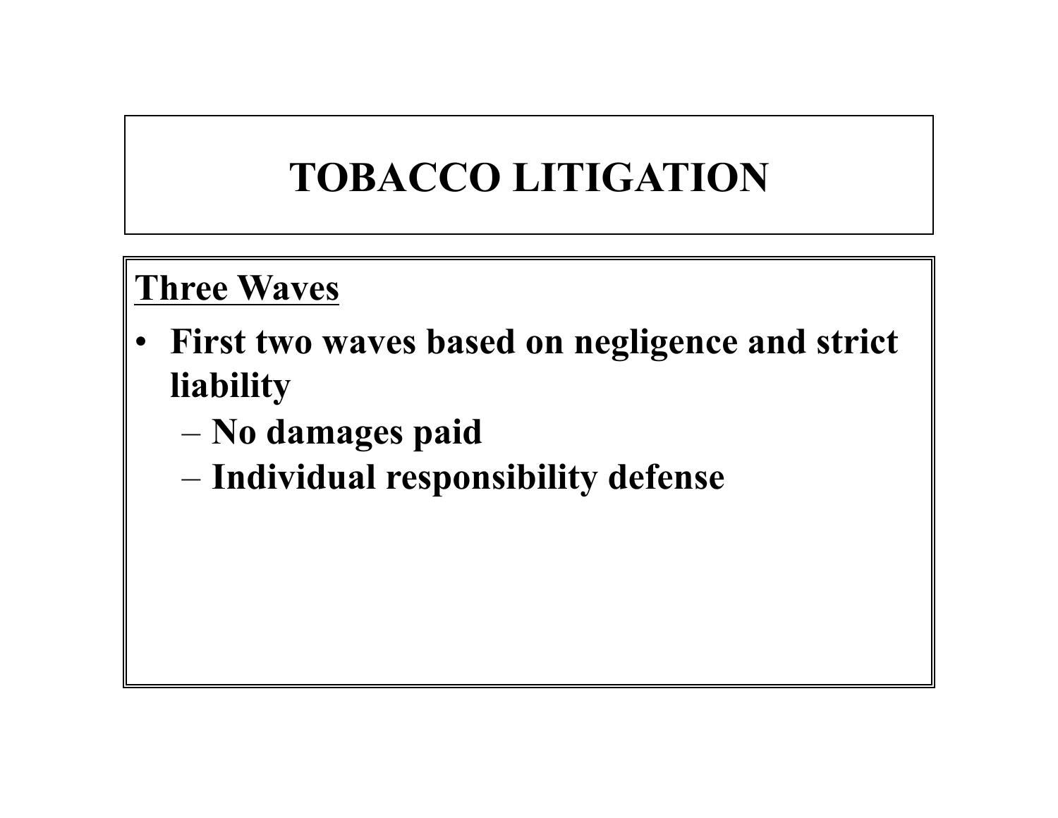# TOBACCO LITIGATION

**<u>Three Waves</u>**

- **First two waves based on negligence and strict liability**
  - **No damages paid**
  - **Individual responsibility defense**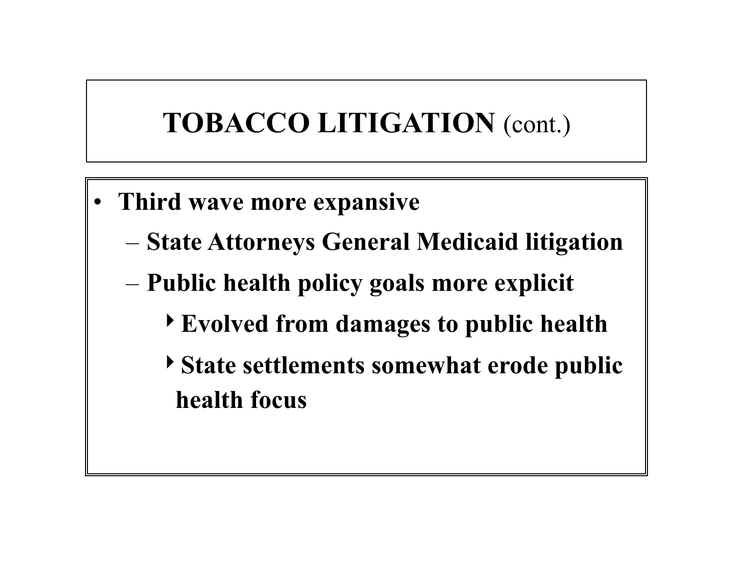# **TOBACCO LITIGATION** (cont.)

- **Third wave more expansive**
  - **State Attorneys General Medicaid litigation**
  - **Public health policy goals more explicit**
    - **Evolved from damages to public health**
    - **State settlements somewhat erode public health focus**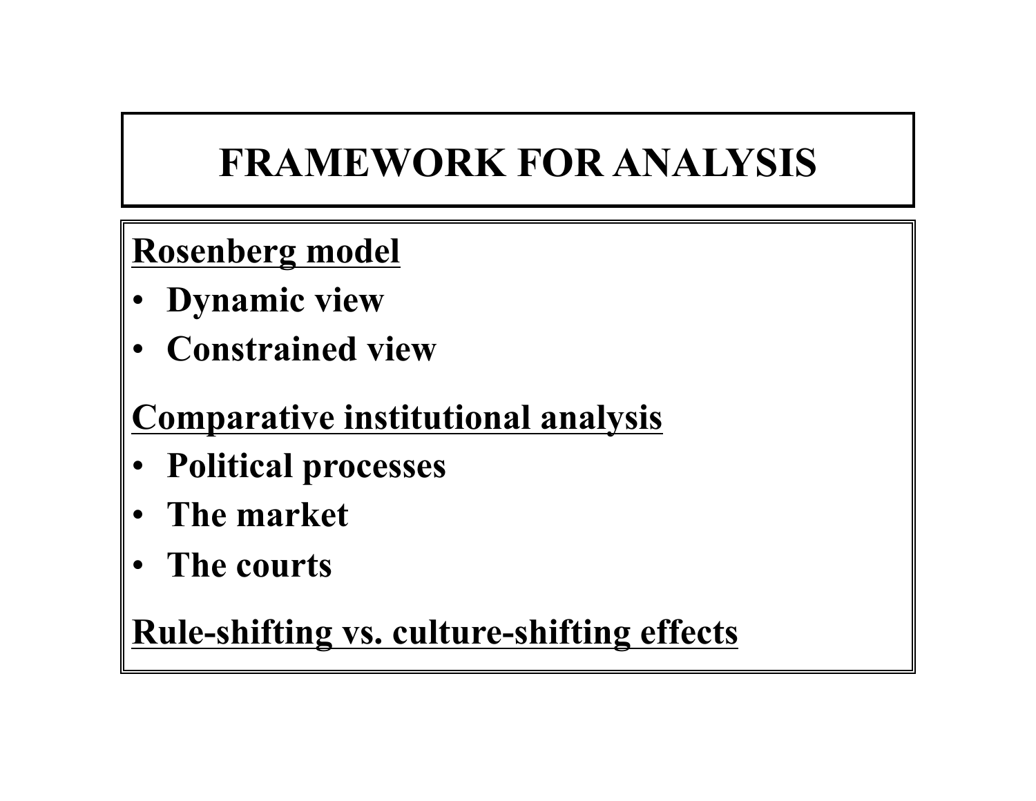# FRAMEWORK FOR ANALYSIS

**Rosenberg model**

- **Dynamic view**
- **Constrained view**

**Comparative institutional analysis**

- **Political processes**
- **The market**
- **The courts**

**Rule-shifting vs. culture-shifting effects**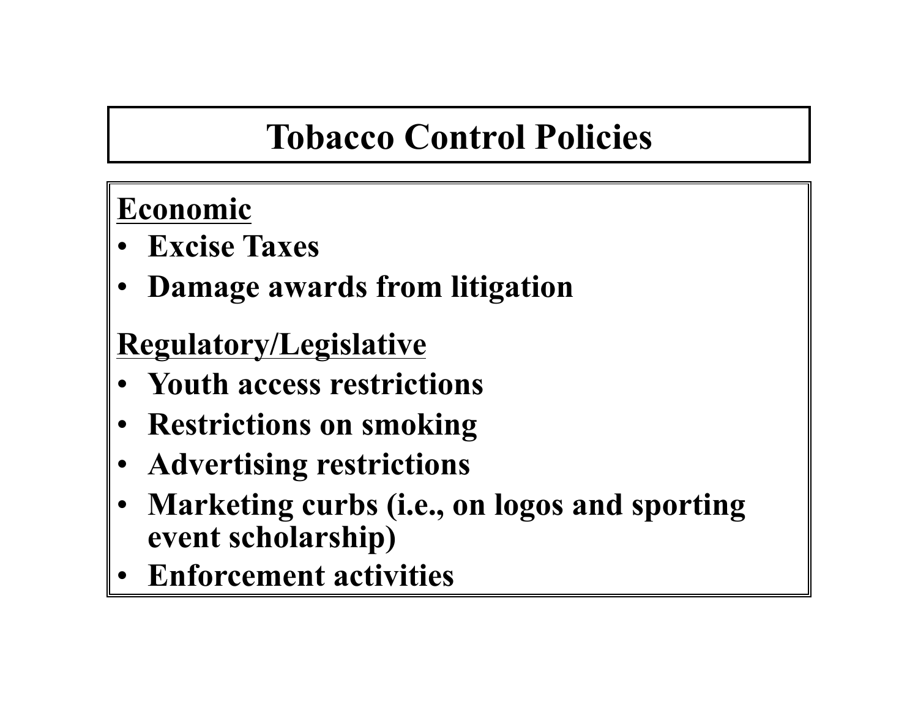# Tobacco Control Policies

**Economic**

- **Excise Taxes**
- **Damage awards from litigation**

**Regulatory/Legislative**

- **Youth access restrictions**
- **Restrictions on smoking**
- **Advertising restrictions**
- **Marketing curbs (i.e., on logos and sporting event scholarship)**
- **Enforcement activities**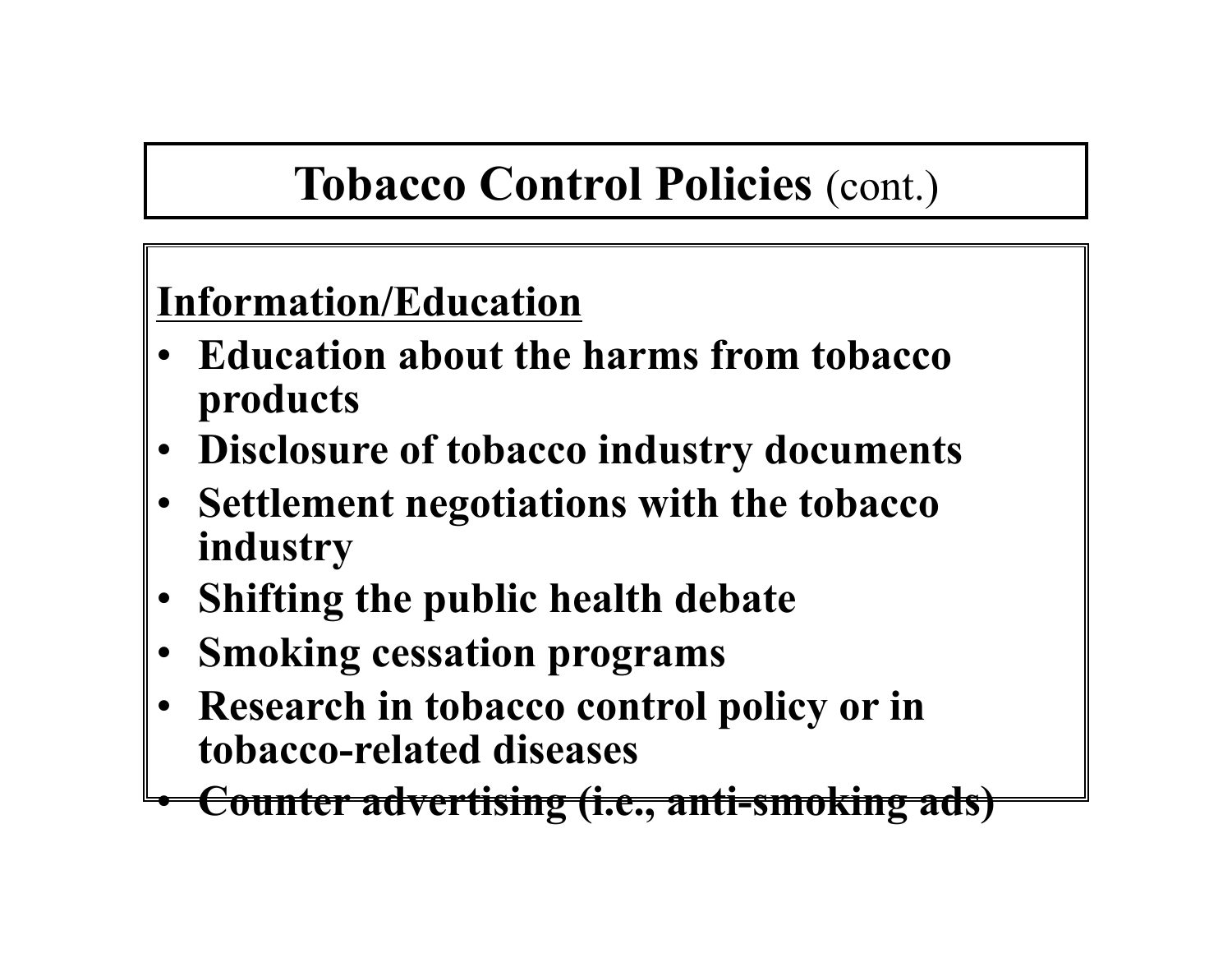# Tobacco Control Policies (cont.)

**Information/Education**

- **Education about the harms from tobacco products**
- **Disclosure of tobacco industry documents**
- **Settlement negotiations with the tobacco industry**
- **Shifting the public health debate**
- **Smoking cessation programs**
- **Research in tobacco control policy or in tobacco-related diseases**
- **Counter advertising (i.e., anti-smoking ads)**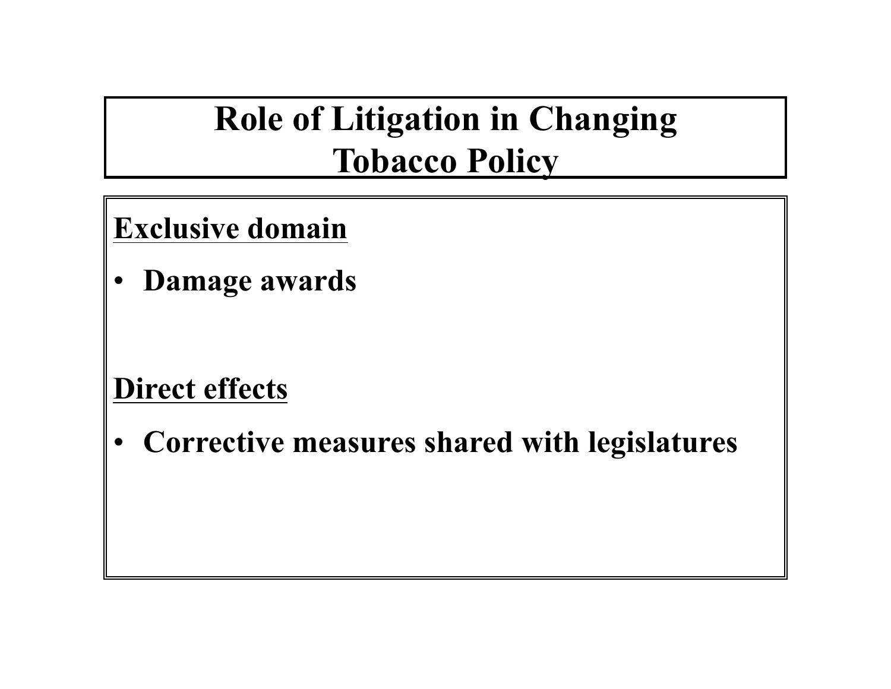# Role of Litigation in Changing Tobacco Policy

**Exclusive domain**

- **Damage awards**

**Direct effects**

- **Corrective measures shared with legislatures**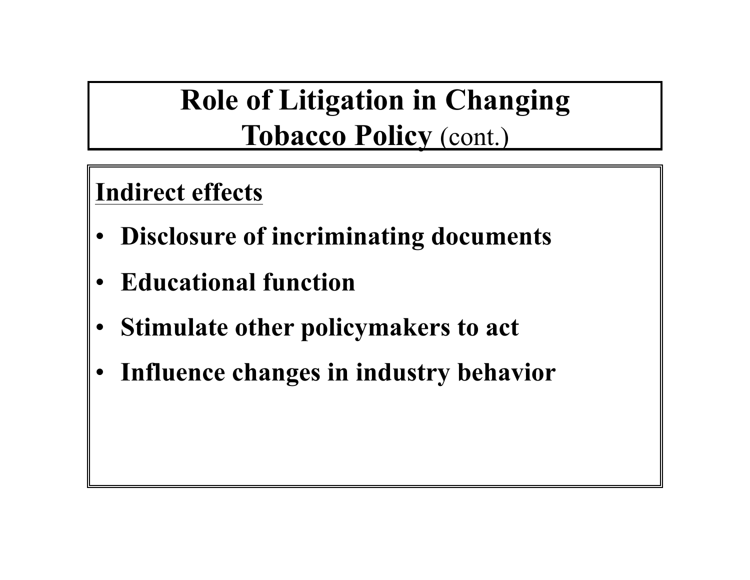# Role of Litigation in Changing Tobacco Policy (cont.)

**Indirect effects**

- **Disclosure of incriminating documents**
- **Educational function**
- **Stimulate other policymakers to act**
- **Influence changes in industry behavior**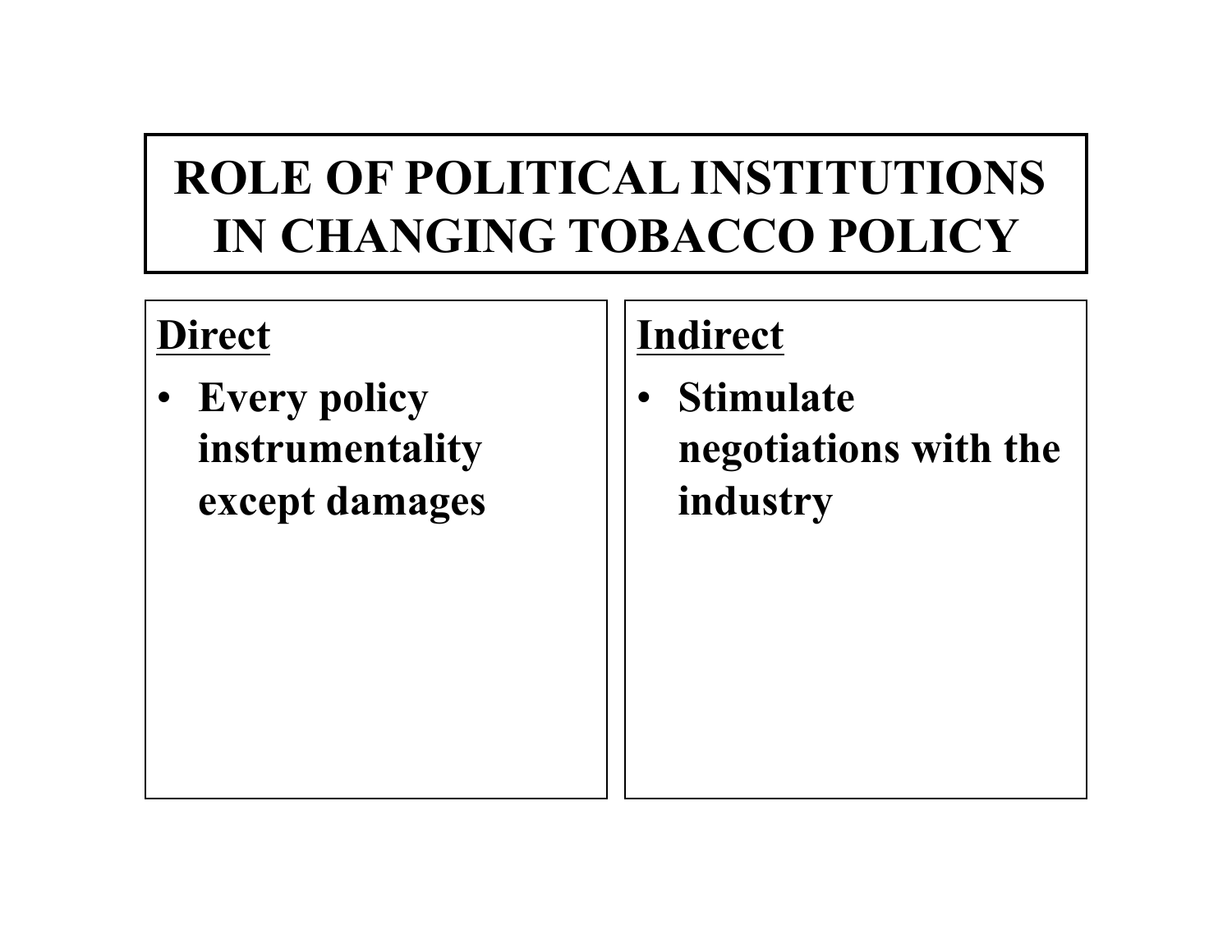# ROLE OF POLITICAL INSTITUTIONS IN CHANGING TOBACCO POLICY

**Direct**

- **Every policy instrumentality except damages**

**Indirect**

- **Stimulate negotiations with the industry**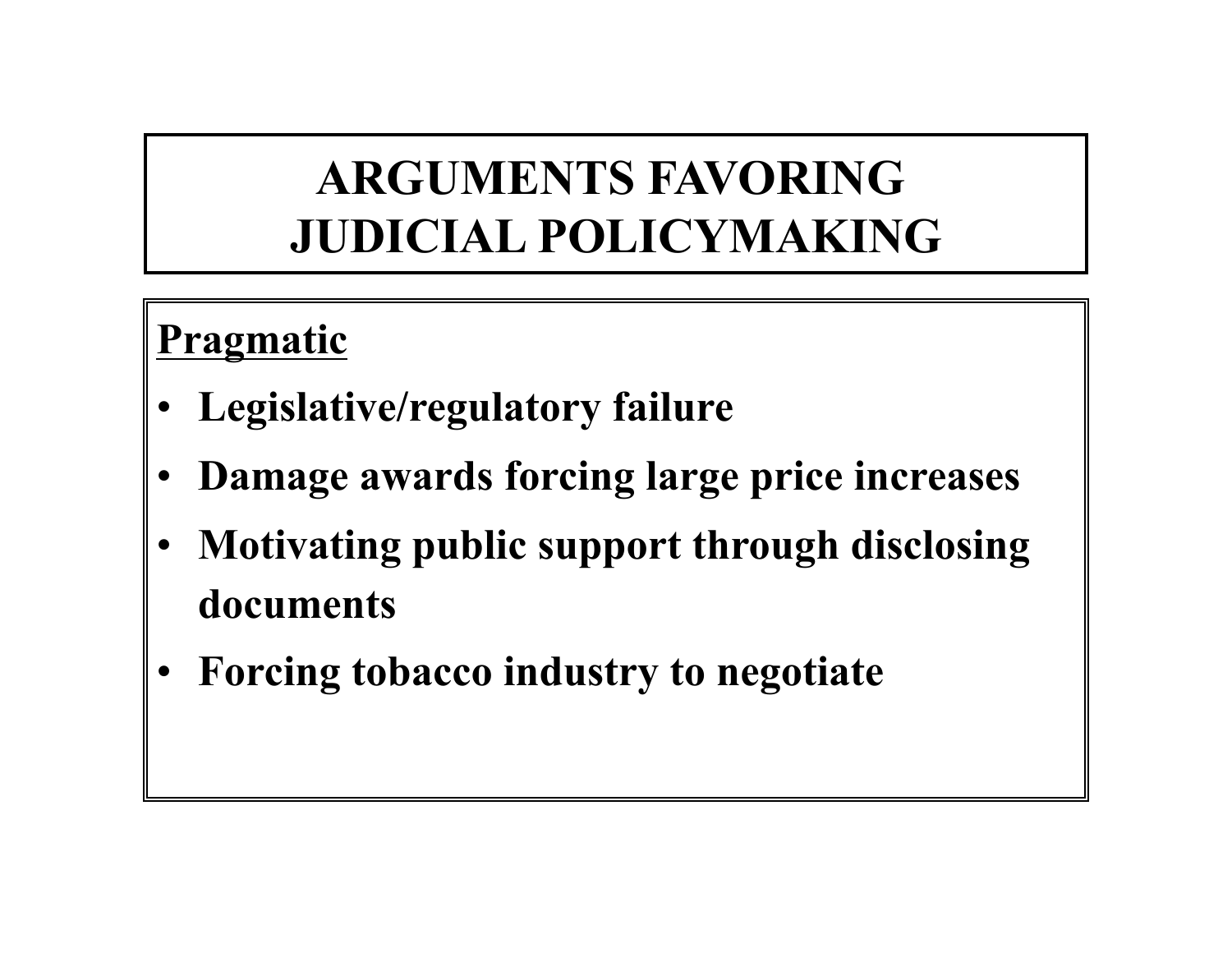# ARGUMENTS FAVORING JUDICIAL POLICYMAKING

**Pragmatic**

- **Legislative/regulatory failure**
- **Damage awards forcing large price increases**
- **Motivating public support through disclosing documents**
- **Forcing tobacco industry to negotiate**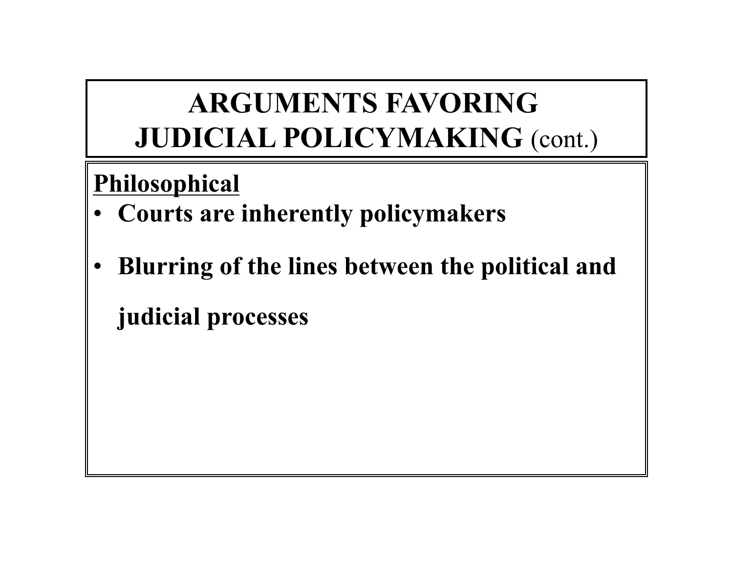# ARGUMENTS FAVORING JUDICIAL POLICYMAKING (cont.)

**Philosophical**

- **Courts are inherently policymakers**
- **Blurring of the lines between the political and judicial processes**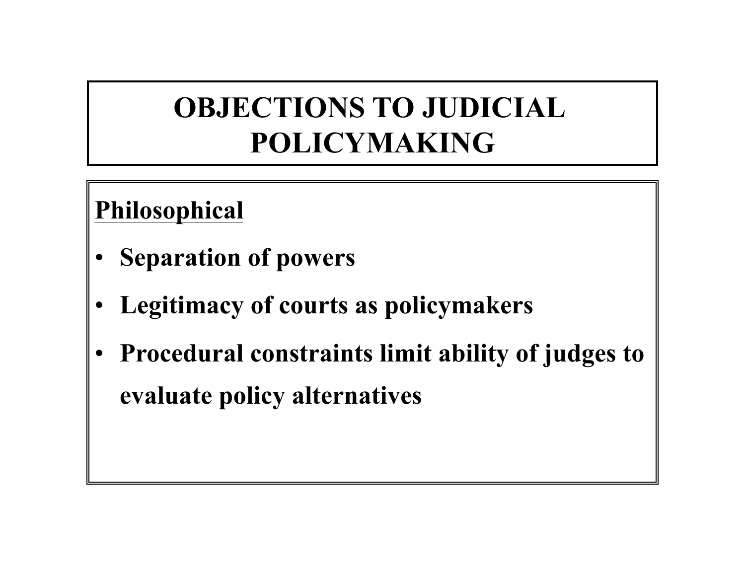# OBJECTIONS TO JUDICIAL POLICYMAKING

**Philosophical**

- **Separation of powers**
- **Legitimacy of courts as policymakers**
- **Procedural constraints limit ability of judges to evaluate policy alternatives**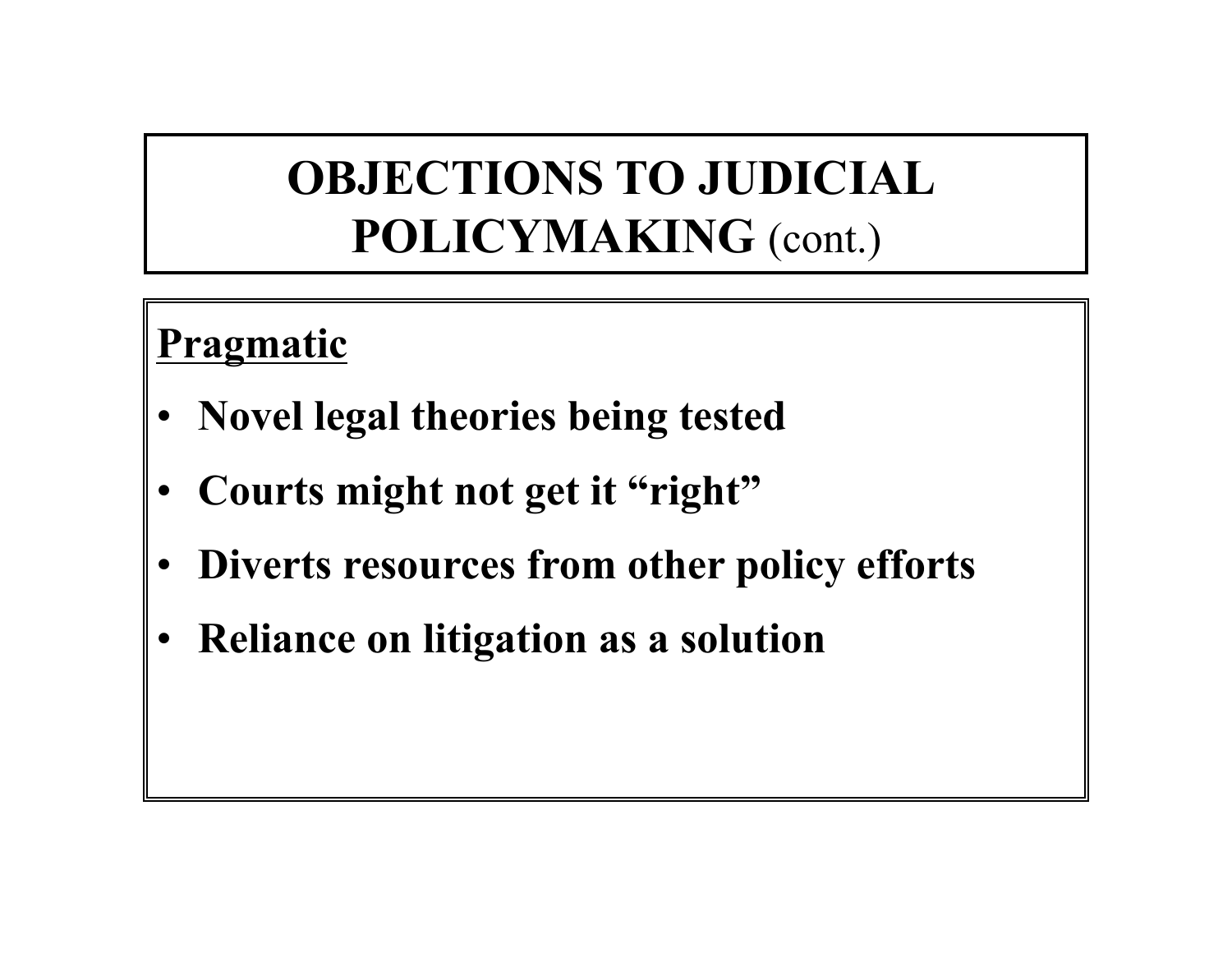# OBJECTIONS TO JUDICIAL POLICYMAKING (cont.)

**Pragmatic**

- **Novel legal theories being tested**
- **Courts might not get it "right"**
- **Diverts resources from other policy efforts**
- **Reliance on litigation as a solution**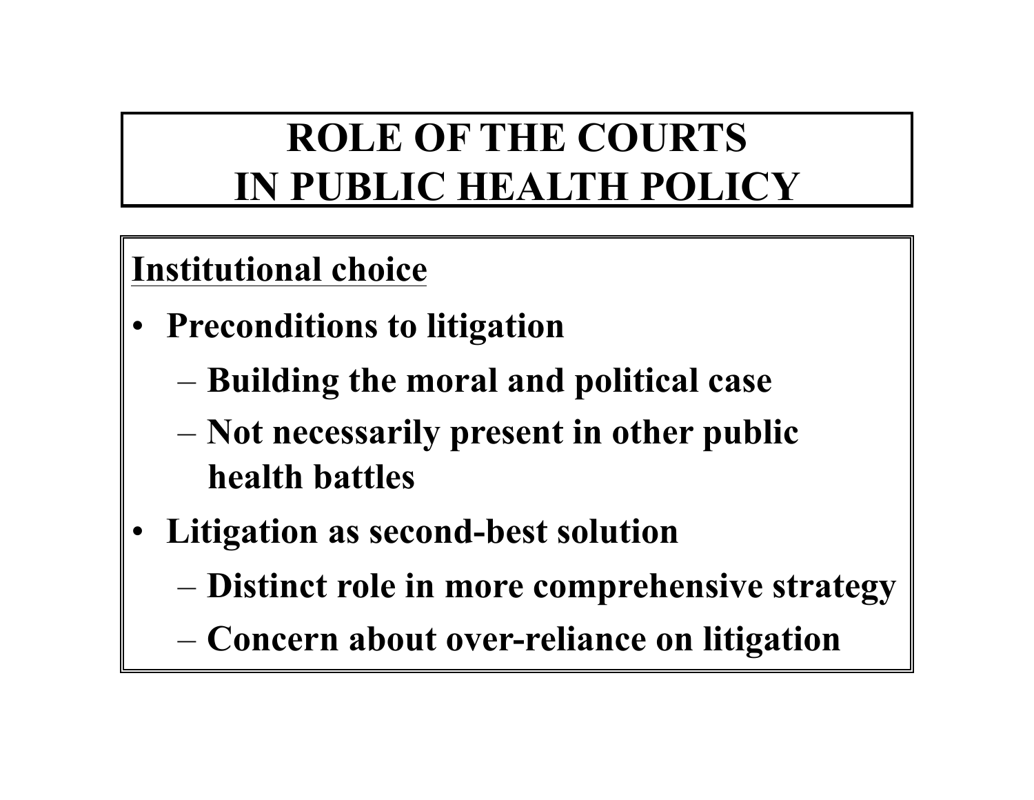# ROLE OF THE COURTS IN PUBLIC HEALTH POLICY

**<u>Institutional choice</u>**

- **Preconditions to litigation**
  - **Building the moral and political case**
  - **Not necessarily present in other public health battles**
- **Litigation as second-best solution**
  - **Distinct role in more comprehensive strategy**
  - **Concern about over-reliance on litigation**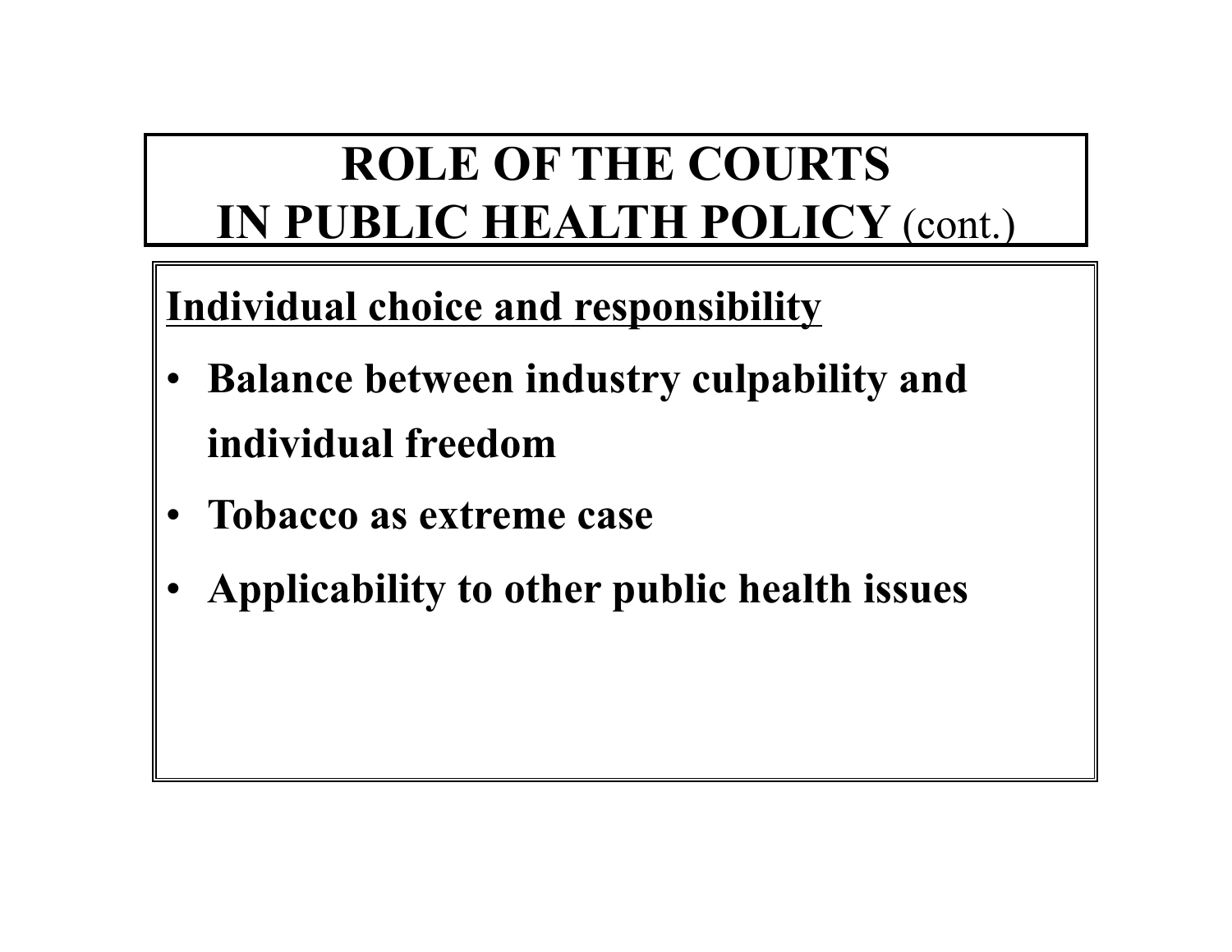# ROLE OF THE COURTS IN PUBLIC HEALTH POLICY (cont.)

**Individual choice and responsibility**

- **Balance between industry culpability and individual freedom**
- **Tobacco as extreme case**
- **Applicability to other public health issues**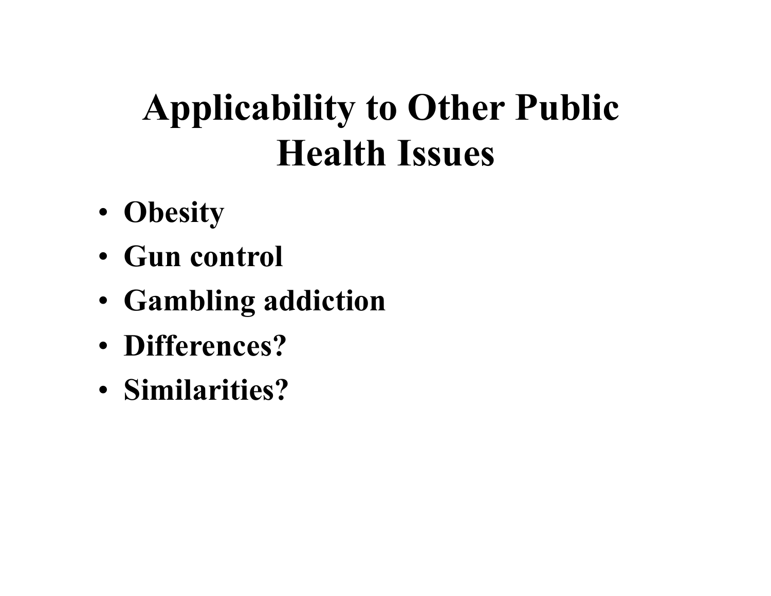# Applicability to Other Public Health Issues

- **Obesity**
- **Gun control**
- **Gambling addiction**
- **Differences?**
- **Similarities?**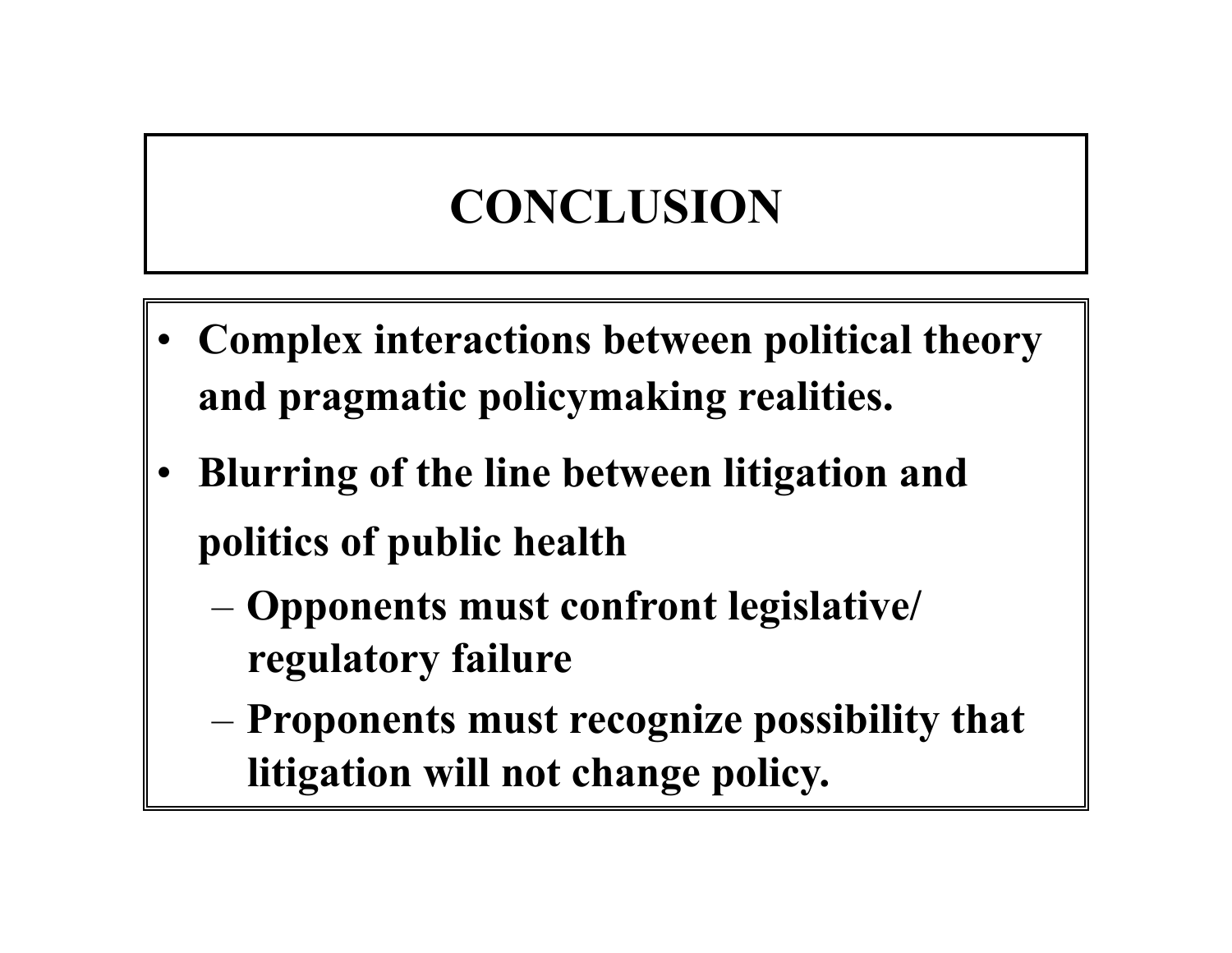# CONCLUSION

- **Complex interactions between political theory and pragmatic policymaking realities.**
- **Blurring of the line between litigation and politics of public health**
  - **Opponents must confront legislative/ regulatory failure**
  - **Proponents must recognize possibility that litigation will not change policy.**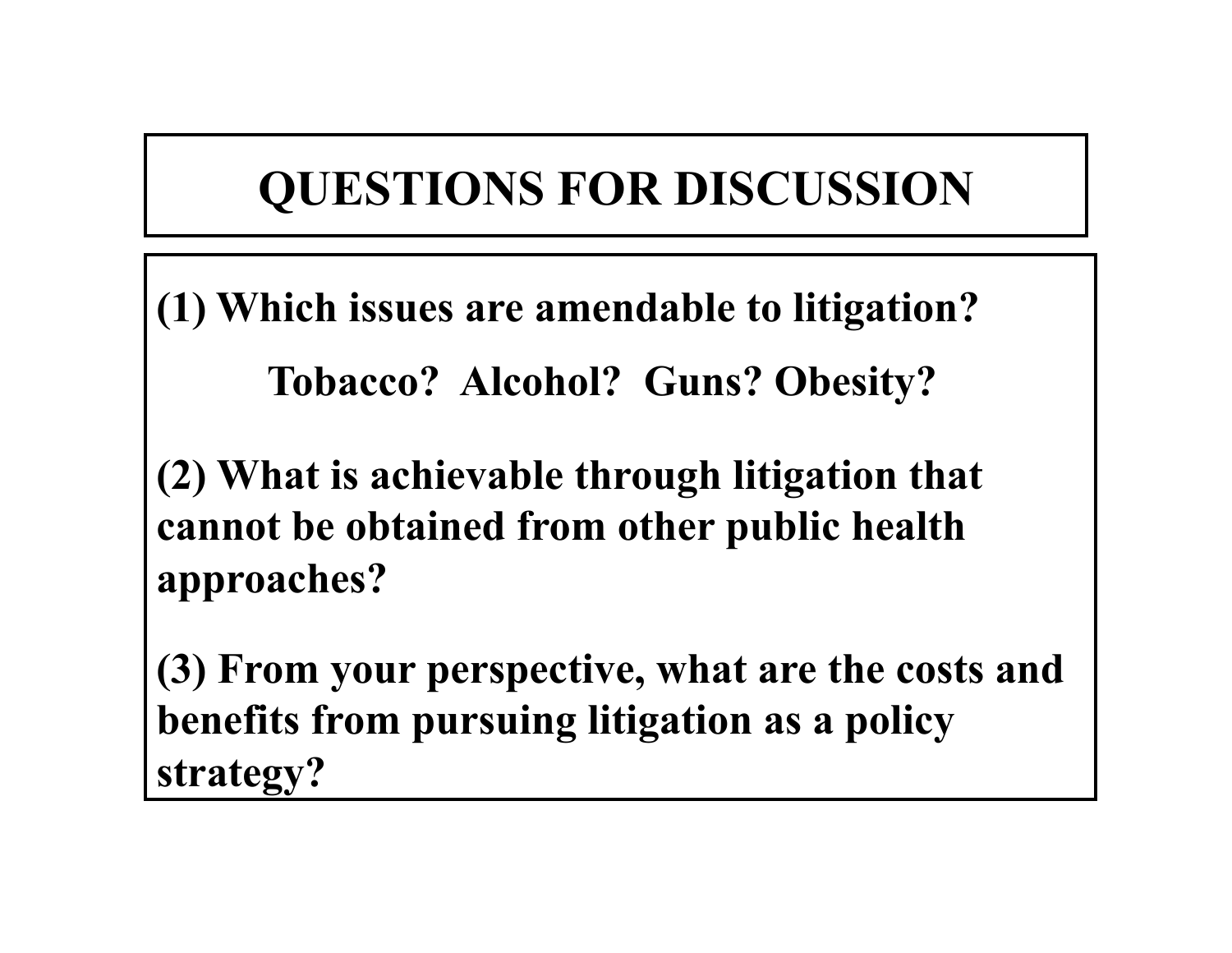# QUESTIONS FOR DISCUSSION

**(1) Which issues are amendable to litigation?**

**Tobacco? Alcohol? Guns? Obesity?**

**(2) What is achievable through litigation that cannot be obtained from other public health approaches?**

**(3) From your perspective, what are the costs and benefits from pursuing litigation as a policy strategy?**